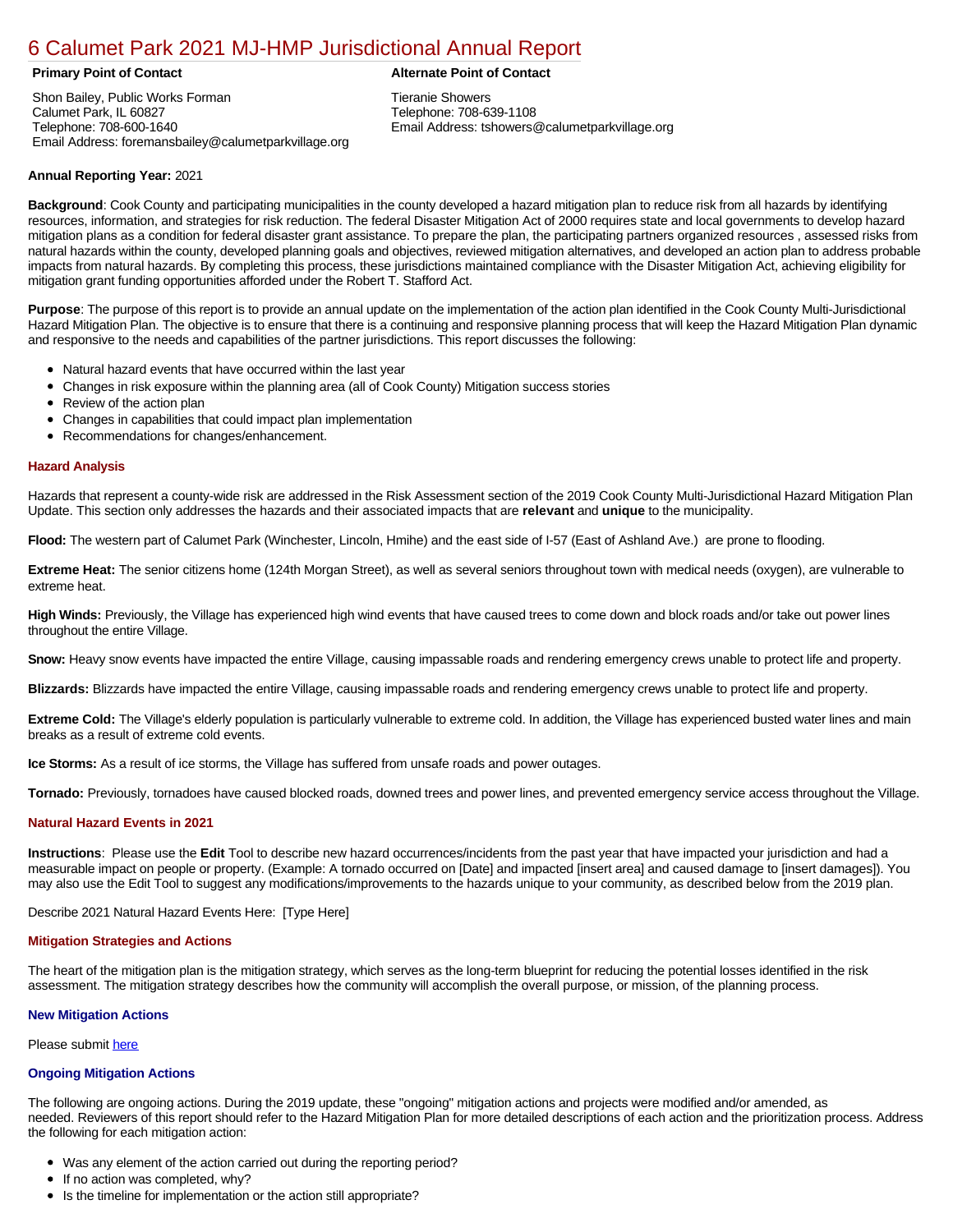# 6 Calumet Park 2021 MJ-HMP Jurisdictional Annual Report

**Primary Point of Contact**

Shon Bailey, Public Works Forman
Calumet Park, IL 60827
Telephone: 708-600-1640
Email Address: foremansbailey@calumetparkvillage.org

**Alternate Point of Contact**

Tieranie Showers
Telephone: 708-639-1108
Email Address: tshowers@calumetparkvillage.org

**Annual Reporting Year:** 2021

**Background**: Cook County and participating municipalities in the county developed a hazard mitigation plan to reduce risk from all hazards by identifying resources, information, and strategies for risk reduction. The federal Disaster Mitigation Act of 2000 requires state and local governments to develop hazard mitigation plans as a condition for federal disaster grant assistance. To prepare the plan, the participating partners organized resources , assessed risks from natural hazards within the county, developed planning goals and objectives, reviewed mitigation alternatives, and developed an action plan to address probable impacts from natural hazards. By completing this process, these jurisdictions maintained compliance with the Disaster Mitigation Act, achieving eligibility for mitigation grant funding opportunities afforded under the Robert T. Stafford Act.

**Purpose**: The purpose of this report is to provide an annual update on the implementation of the action plan identified in the Cook County Multi-Jurisdictional Hazard Mitigation Plan. The objective is to ensure that there is a continuing and responsive planning process that will keep the Hazard Mitigation Plan dynamic and responsive to the needs and capabilities of the partner jurisdictions. This report discusses the following:

- Natural hazard events that have occurred within the last year
- Changes in risk exposure within the planning area (all of Cook County) Mitigation success stories
- Review of the action plan
- Changes in capabilities that could impact plan implementation
- Recommendations for changes/enhancement.

### Hazard Analysis

Hazards that represent a county-wide risk are addressed in the Risk Assessment section of the 2019 Cook County Multi-Jurisdictional Hazard Mitigation Plan Update. This section only addresses the hazards and their associated impacts that are **relevant** and **unique** to the municipality.

**Flood:** The western part of Calumet Park (Winchester, Lincoln, Hmihe) and the east side of I-57 (East of Ashland Ave.) are prone to flooding.

**Extreme Heat:** The senior citizens home (124th Morgan Street), as well as several seniors throughout town with medical needs (oxygen), are vulnerable to extreme heat.

**High Winds:** Previously, the Village has experienced high wind events that have caused trees to come down and block roads and/or take out power lines throughout the entire Village.

**Snow:** Heavy snow events have impacted the entire Village, causing impassable roads and rendering emergency crews unable to protect life and property.

**Blizzards:** Blizzards have impacted the entire Village, causing impassable roads and rendering emergency crews unable to protect life and property.

**Extreme Cold:** The Village's elderly population is particularly vulnerable to extreme cold. In addition, the Village has experienced busted water lines and main breaks as a result of extreme cold events.

**Ice Storms:** As a result of ice storms, the Village has suffered from unsafe roads and power outages.

**Tornado:** Previously, tornadoes have caused blocked roads, downed trees and power lines, and prevented emergency service access throughout the Village.

### Natural Hazard Events in 2021

**Instructions**: Please use the **Edit** Tool to describe new hazard occurrences/incidents from the past year that have impacted your jurisdiction and had a measurable impact on people or property. (Example: A tornado occurred on [Date] and impacted [insert area] and caused damage to [insert damages]). You may also use the Edit Tool to suggest any modifications/improvements to the hazards unique to your community, as described below from the 2019 plan.

Describe 2021 Natural Hazard Events Here: [Type Here]

### Mitigation Strategies and Actions

The heart of the mitigation plan is the mitigation strategy, which serves as the long-term blueprint for reducing the potential losses identified in the risk assessment. The mitigation strategy describes how the community will accomplish the overall purpose, or mission, of the planning process.

### New Mitigation Actions

Please submit here

### Ongoing Mitigation Actions

The following are ongoing actions. During the 2019 update, these "ongoing" mitigation actions and projects were modified and/or amended, as needed. Reviewers of this report should refer to the Hazard Mitigation Plan for more detailed descriptions of each action and the prioritization process. Address the following for each mitigation action:

- Was any element of the action carried out during the reporting period?
- If no action was completed, why?
- Is the timeline for implementation or the action still appropriate?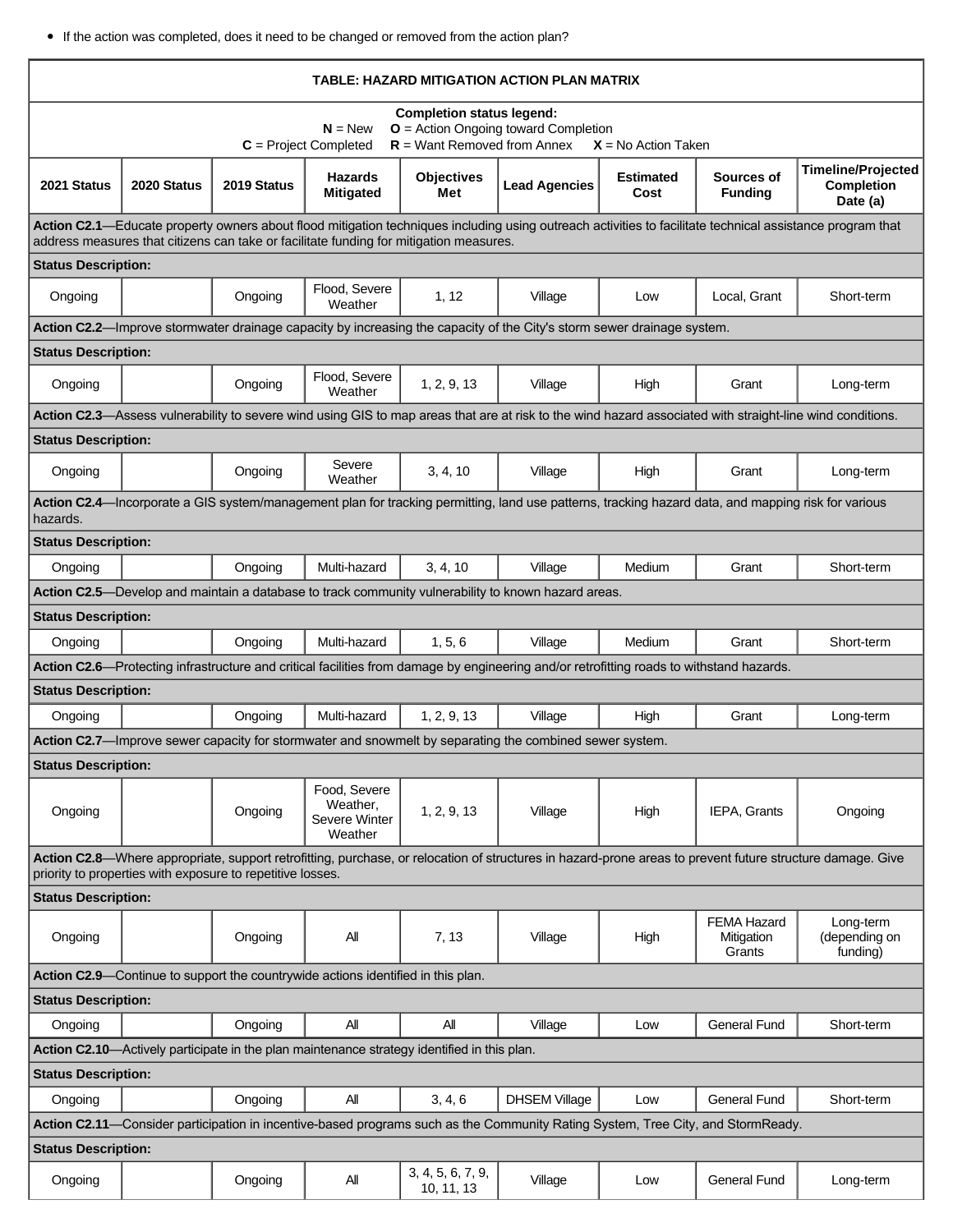- If the action was completed, does it need to be changed or removed from the action plan?

**TABLE: HAZARD MITIGATION ACTION PLAN MATRIX**

**Completion status legend:**
**N** = New **O** = Action Ongoing toward Completion
**C** = Project Completed **R** = Want Removed from Annex **X** = No Action Taken

| 2021 Status | 2020 Status | 2019 Status | Hazards Mitigated | Objectives Met | Lead Agencies | Estimated Cost | Sources of Funding | Timeline/Projected Completion Date (a) |
|---|---|---|---|---|---|---|---|---|
| **Action C2.1**—Educate property owners about flood mitigation techniques including using outreach activities to facilitate technical assistance program that address measures that citizens can take or facilitate funding for mitigation measures. | | | | | | | | |
| **Status Description:** | | | | | | | | |
| Ongoing | | Ongoing | Flood, Severe Weather | 1, 12 | Village | Low | Local, Grant | Short-term |
| **Action C2.2**—Improve stormwater drainage capacity by increasing the capacity of the City's storm sewer drainage system. | | | | | | | | |
| **Status Description:** | | | | | | | | |
| Ongoing | | Ongoing | Flood, Severe Weather | 1, 2, 9, 13 | Village | High | Grant | Long-term |
| **Action C2.3**—Assess vulnerability to severe wind using GIS to map areas that are at risk to the wind hazard associated with straight-line wind conditions. | | | | | | | | |
| **Status Description:** | | | | | | | | |
| Ongoing | | Ongoing | Severe Weather | 3, 4, 10 | Village | High | Grant | Long-term |
| **Action C2.4**—Incorporate a GIS system/management plan for tracking permitting, land use patterns, tracking hazard data, and mapping risk for various hazards. | | | | | | | | |
| **Status Description:** | | | | | | | | |
| Ongoing | | Ongoing | Multi-hazard | 3, 4, 10 | Village | Medium | Grant | Short-term |
| **Action C2.5**—Develop and maintain a database to track community vulnerability to known hazard areas. | | | | | | | | |
| **Status Description:** | | | | | | | | |
| Ongoing | | Ongoing | Multi-hazard | 1, 5, 6 | Village | Medium | Grant | Short-term |
| **Action C2.6**—Protecting infrastructure and critical facilities from damage by engineering and/or retrofitting roads to withstand hazards. | | | | | | | | |
| **Status Description:** | | | | | | | | |
| Ongoing | | Ongoing | Multi-hazard | 1, 2, 9, 13 | Village | High | Grant | Long-term |
| **Action C2.7**—Improve sewer capacity for stormwater and snowmelt by separating the combined sewer system. | | | | | | | | |
| **Status Description:** | | | | | | | | |
| Ongoing | | Ongoing | Food, Severe Weather, Severe Winter Weather | 1, 2, 9, 13 | Village | High | IEPA, Grants | Ongoing |
| **Action C2.8**—Where appropriate, support retrofitting, purchase, or relocation of structures in hazard-prone areas to prevent future structure damage. Give priority to properties with exposure to repetitive losses. | | | | | | | | |
| **Status Description:** | | | | | | | | |
| Ongoing | | Ongoing | All | 7, 13 | Village | High | FEMA Hazard Mitigation Grants | Long-term (depending on funding) |
| **Action C2.9**—Continue to support the countrywide actions identified in this plan. | | | | | | | | |
| **Status Description:** | | | | | | | | |
| Ongoing | | Ongoing | All | All | Village | Low | General Fund | Short-term |
| **Action C2.10**—Actively participate in the plan maintenance strategy identified in this plan. | | | | | | | | |
| **Status Description:** | | | | | | | | |
| Ongoing | | Ongoing | All | 3, 4, 6 | DHSEM Village | Low | General Fund | Short-term |
| **Action C2.11**—Consider participation in incentive-based programs such as the Community Rating System, Tree City, and StormReady. | | | | | | | | |
| **Status Description:** | | | | | | | | |
| Ongoing | | Ongoing | All | 3, 4, 5, 6, 7, 9, 10, 11, 13 | Village | Low | General Fund | Long-term |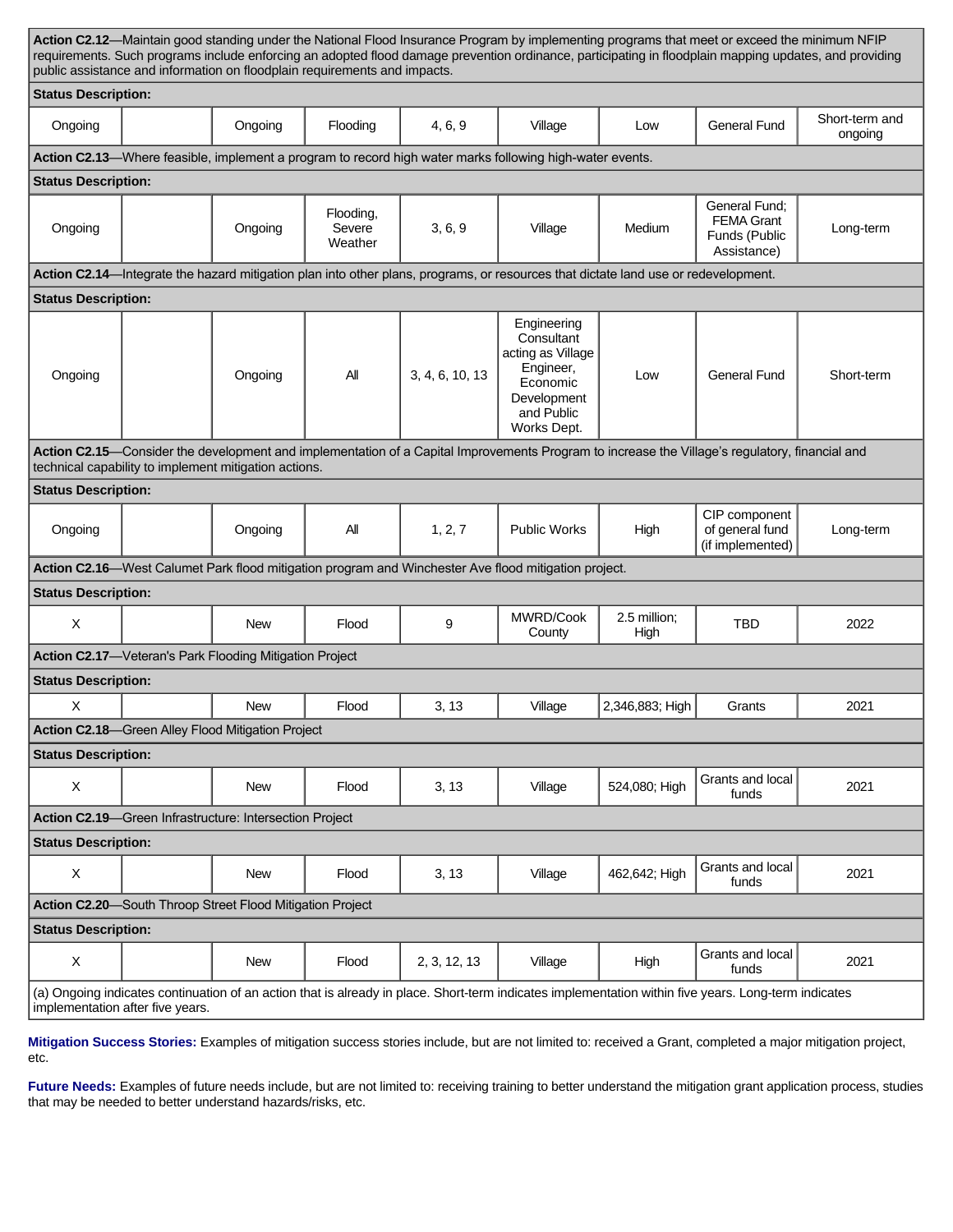| | | | | | | | | |
|---|---|---|---|---|---|---|---|---|
| **Action C2.12**—Maintain good standing under the National Flood Insurance Program by implementing programs that meet or exceed the minimum NFIP requirements. Such programs include enforcing an adopted flood damage prevention ordinance, participating in floodplain mapping updates, and providing public assistance and information on floodplain requirements and impacts. | | | | | | | | |
| **Status Description:** | | | | | | | | |
| Ongoing | | Ongoing | Flooding | 4, 6, 9 | Village | Low | General Fund | Short-term and ongoing |
| **Action C2.13**—Where feasible, implement a program to record high water marks following high-water events. | | | | | | | | |
| **Status Description:** | | | | | | | | |
| Ongoing | | Ongoing | Flooding, Severe Weather | 3, 6, 9 | Village | Medium | General Fund; FEMA Grant Funds (Public Assistance) | Long-term |
| **Action C2.14**—Integrate the hazard mitigation plan into other plans, programs, or resources that dictate land use or redevelopment. | | | | | | | | |
| **Status Description:** | | | | | | | | |
| Ongoing | | Ongoing | All | 3, 4, 6, 10, 13 | Engineering Consultant acting as Village Engineer, Economic Development and Public Works Dept. | Low | General Fund | Short-term |
| **Action C2.15**—Consider the development and implementation of a Capital Improvements Program to increase the Village's regulatory, financial and technical capability to implement mitigation actions. | | | | | | | | |
| **Status Description:** | | | | | | | | |
| Ongoing | | Ongoing | All | 1, 2, 7 | Public Works | High | CIP component of general fund (if implemented) | Long-term |
| **Action C2.16**—West Calumet Park flood mitigation program and Winchester Ave flood mitigation project. | | | | | | | | |
| **Status Description:** | | | | | | | | |
| X | | New | Flood | 9 | MWRD/Cook County | 2.5 million; High | TBD | 2022 |
| **Action C2.17**—Veteran's Park Flooding Mitigation Project | | | | | | | | |
| **Status Description:** | | | | | | | | |
| X | | New | Flood | 3, 13 | Village | 2,346,883; High | Grants | 2021 |
| **Action C2.18**—Green Alley Flood Mitigation Project | | | | | | | | |
| **Status Description:** | | | | | | | | |
| X | | New | Flood | 3, 13 | Village | 524,080; High | Grants and local funds | 2021 |
| **Action C2.19**—Green Infrastructure: Intersection Project | | | | | | | | |
| **Status Description:** | | | | | | | | |
| X | | New | Flood | 3, 13 | Village | 462,642; High | Grants and local funds | 2021 |
| **Action C2.20**—South Throop Street Flood Mitigation Project | | | | | | | | |
| **Status Description:** | | | | | | | | |
| X | | New | Flood | 2, 3, 12, 13 | Village | High | Grants and local funds | 2021 |
| (a) Ongoing indicates continuation of an action that is already in place. Short-term indicates implementation within five years. Long-term indicates implementation after five years. | | | | | | | | |

**Mitigation Success Stories:** Examples of mitigation success stories include, but are not limited to: received a Grant, completed a major mitigation project, etc.

**Future Needs:** Examples of future needs include, but are not limited to: receiving training to better understand the mitigation grant application process, studies that may be needed to better understand hazards/risks, etc.